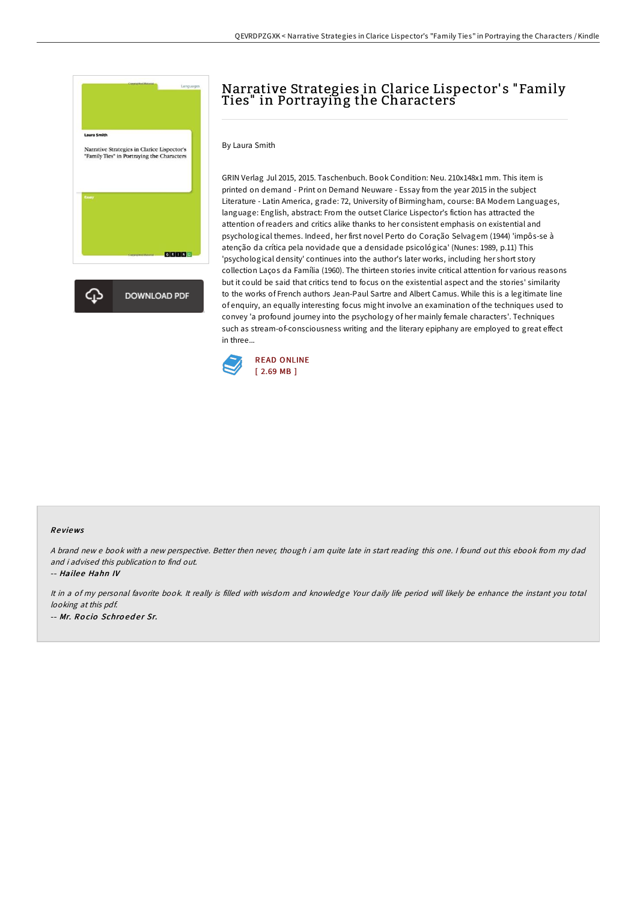# Narrative Strategies in Clarice Lispector's "Family Ties" in Portraying the Characters

By Laura Smith

GRIN Verlag Jul 2015, 2015. Taschenbuch. Book Condition: Neu. 210x148x1 mm. This item is printed on demand - Print on Demand Neuware - Essay from the year 2015 in the subject Literature - Latin America, grade: 72, University of Birmingham, course: BA Modern Languages, language: English, abstract: From the outset Clarice Lispector's fiction has attracted the attention of readers and critics alike thanks to her consistent emphasis on existential and psychological themes. Indeed, her first novel Perto do Coração Selvagem (1944) 'impôs-se à atenção da crítica pela novidade que a densidade psicológica' (Nunes: 1989, p.11) This 'psychological density' continues into the author's later works, including her short story collection Laços da Família (1960). The thirteen stories invite critical attention for various reasons but it could be said that critics tend to focus on the existential aspect and the stories' similarity to the works of French authors Jean-Paul Sartre and Albert Camus. While this is a legitimate line of enquiry, an equally interesting focus might involve an examination of the techniques used to convey 'a profound journey into the psychology of her mainly female characters'. Techniques such as stream-of-consciousness writing and the literary epiphany are employed to great effect in three...

READ ONLINE
[ 2.69 MB ]

DOWNLOAD PDF

### Reviews

*A brand new e book with a new perspective. Better then never, though i am quite late in start reading this one. I found out this ebook from my dad and i advised this publication to find out.*

-- *Hailee Hahn IV*

*It in a of my personal favorite book. It really is filled with wisdom and knowledge Your daily life period will likely be enhance the instant you total looking at this pdf.*

-- *Mr. Rocio Schroeder Sr.*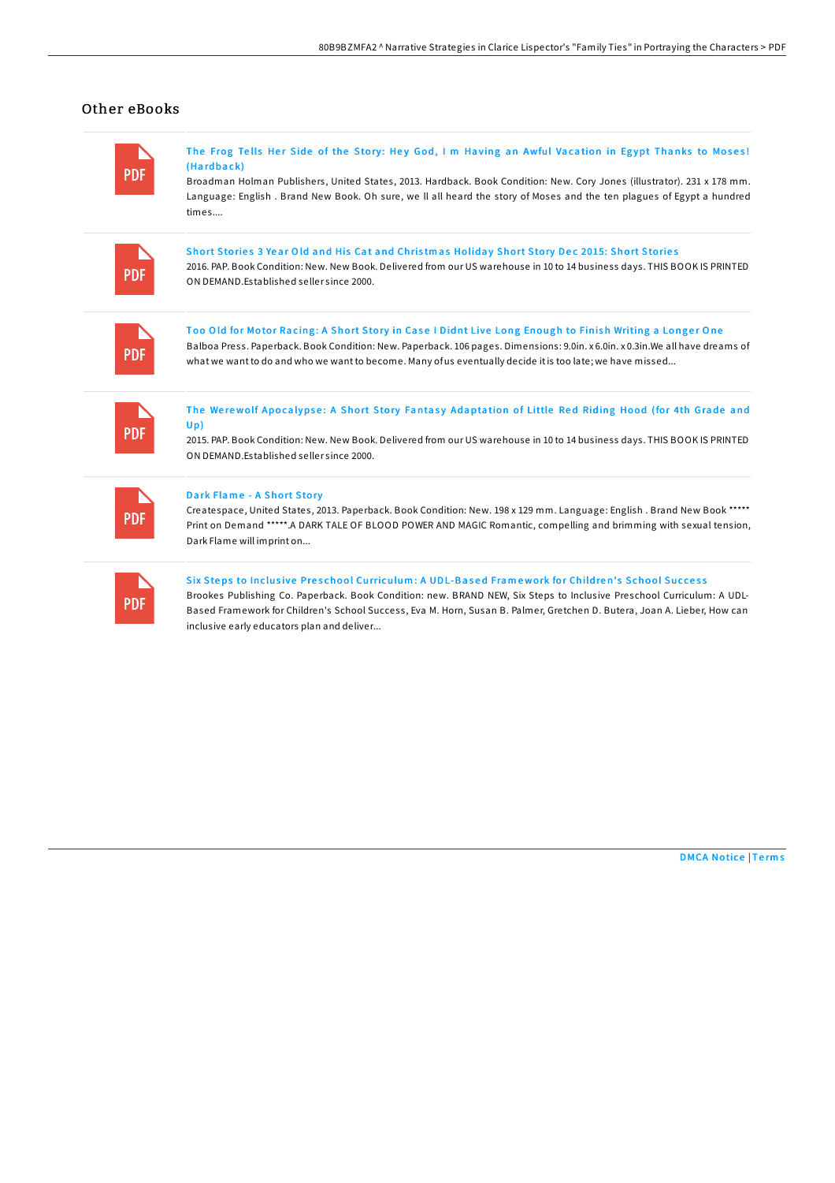## Other eBooks

PDF

**The Frog Tells Her Side of the Story: Hey God, I m Having an Awful Vacation in Egypt Thanks to Moses! (Hardback)**

Broadman Holman Publishers, United States, 2013. Hardback. Book Condition: New. Cory Jones (illustrator). 231 x 178 mm. Language: English . Brand New Book. Oh sure, we ll all heard the story of Moses and the ten plagues of Egypt a hundred times....

PDF

**Short Stories 3 Year Old and His Cat and Christmas Holiday Short Story Dec 2015: Short Stories**

2016. PAP. Book Condition: New. New Book. Delivered from our US warehouse in 10 to 14 business days. THIS BOOK IS PRINTED ON DEMAND.Established seller since 2000.

PDF

**Too Old for Motor Racing: A Short Story in Case I Didnt Live Long Enough to Finish Writing a Longer One**

Balboa Press. Paperback. Book Condition: New. Paperback. 106 pages. Dimensions: 9.0in. x 6.0in. x 0.3in.We all have dreams of what we want to do and who we want to become. Many of us eventually decide it is too late; we have missed...

PDF

**The Werewolf Apocalypse: A Short Story Fantasy Adaptation of Little Red Riding Hood (for 4th Grade and Up)**

2015. PAP. Book Condition: New. New Book. Delivered from our US warehouse in 10 to 14 business days. THIS BOOK IS PRINTED ON DEMAND.Established seller since 2000.

PDF

**Dark Flame - A Short Story**

Createspace, United States, 2013. Paperback. Book Condition: New. 198 x 129 mm. Language: English . Brand New Book ***** Print on Demand *****.A DARK TALE OF BLOOD POWER AND MAGIC Romantic, compelling and brimming with sexual tension, Dark Flame will imprint on...

PDF

**Six Steps to Inclusive Preschool Curriculum: A UDL-Based Framework for Children's School Success**

Brookes Publishing Co. Paperback. Book Condition: new. BRAND NEW, Six Steps to Inclusive Preschool Curriculum: A UDL-Based Framework for Children's School Success, Eva M. Horn, Susan B. Palmer, Gretchen D. Butera, Joan A. Lieber, How can inclusive early educators plan and deliver...

DMCA Notice | Terms